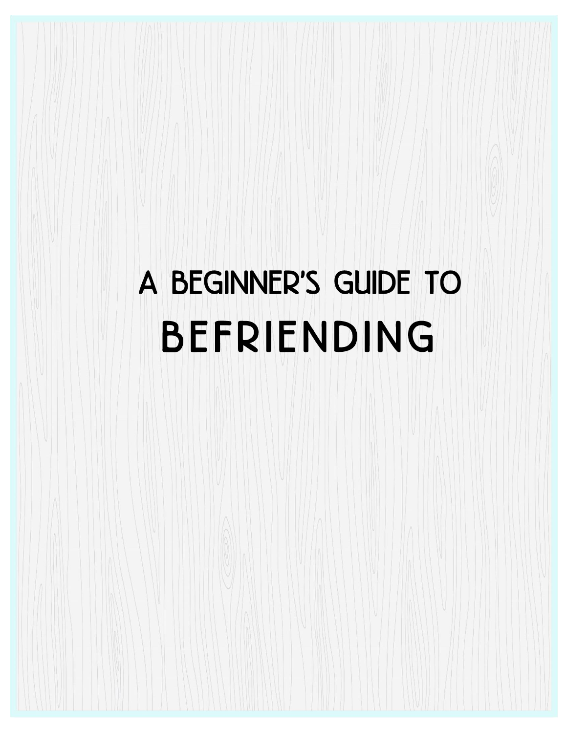# A BEGINNER'S GUIDE TO BEFRIENDING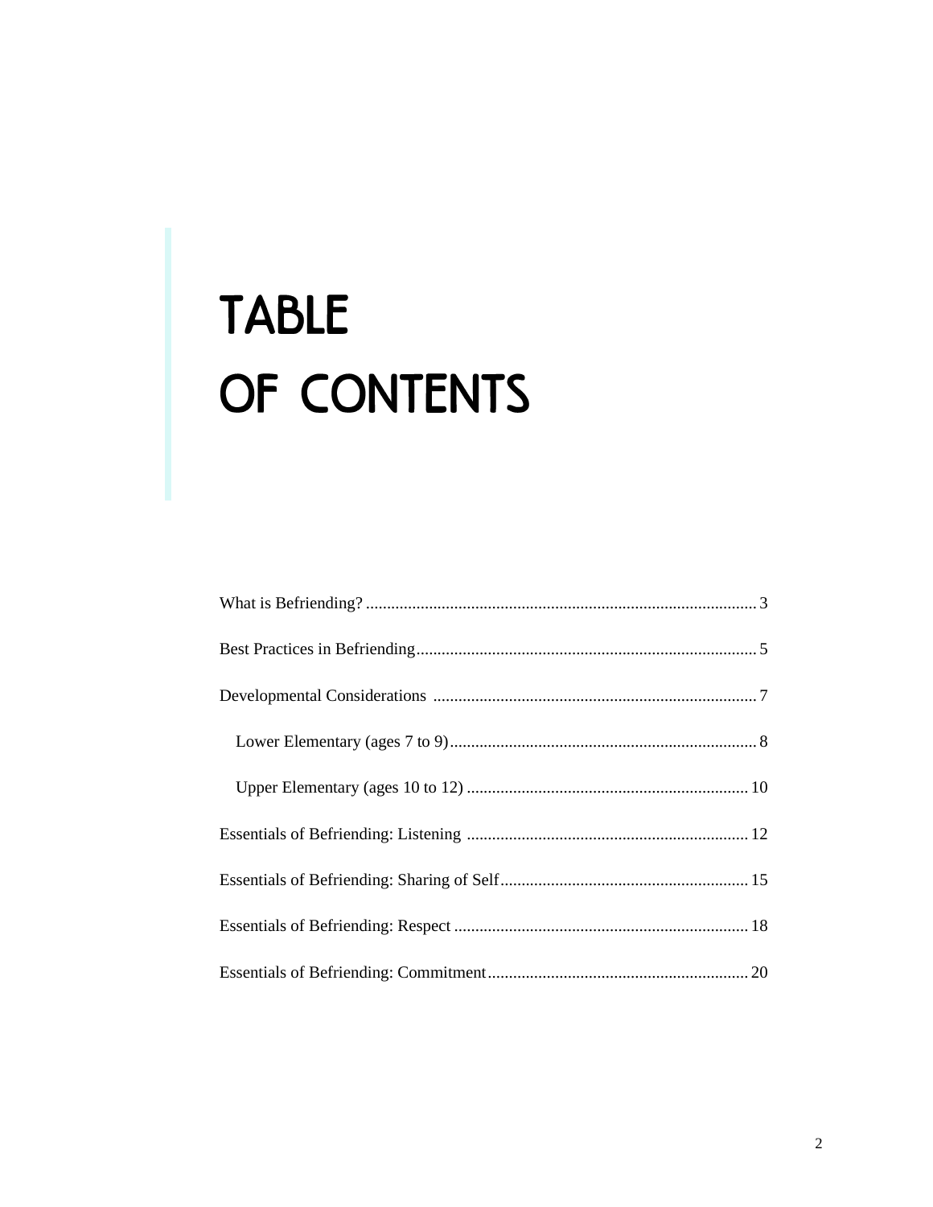# TABLE OF CONTENTS

What is Befriending? .......... 3

Best Practices in Befriending .......... 5

Developmental Considerations .......... 7

- Lower Elementary (ages 7 to 9) .......... 8
- Upper Elementary (ages 10 to 12) .......... 10

Essentials of Befriending: Listening .......... 12

Essentials of Befriending: Sharing of Self .......... 15

Essentials of Befriending: Respect .......... 18

Essentials of Befriending: Commitment .......... 20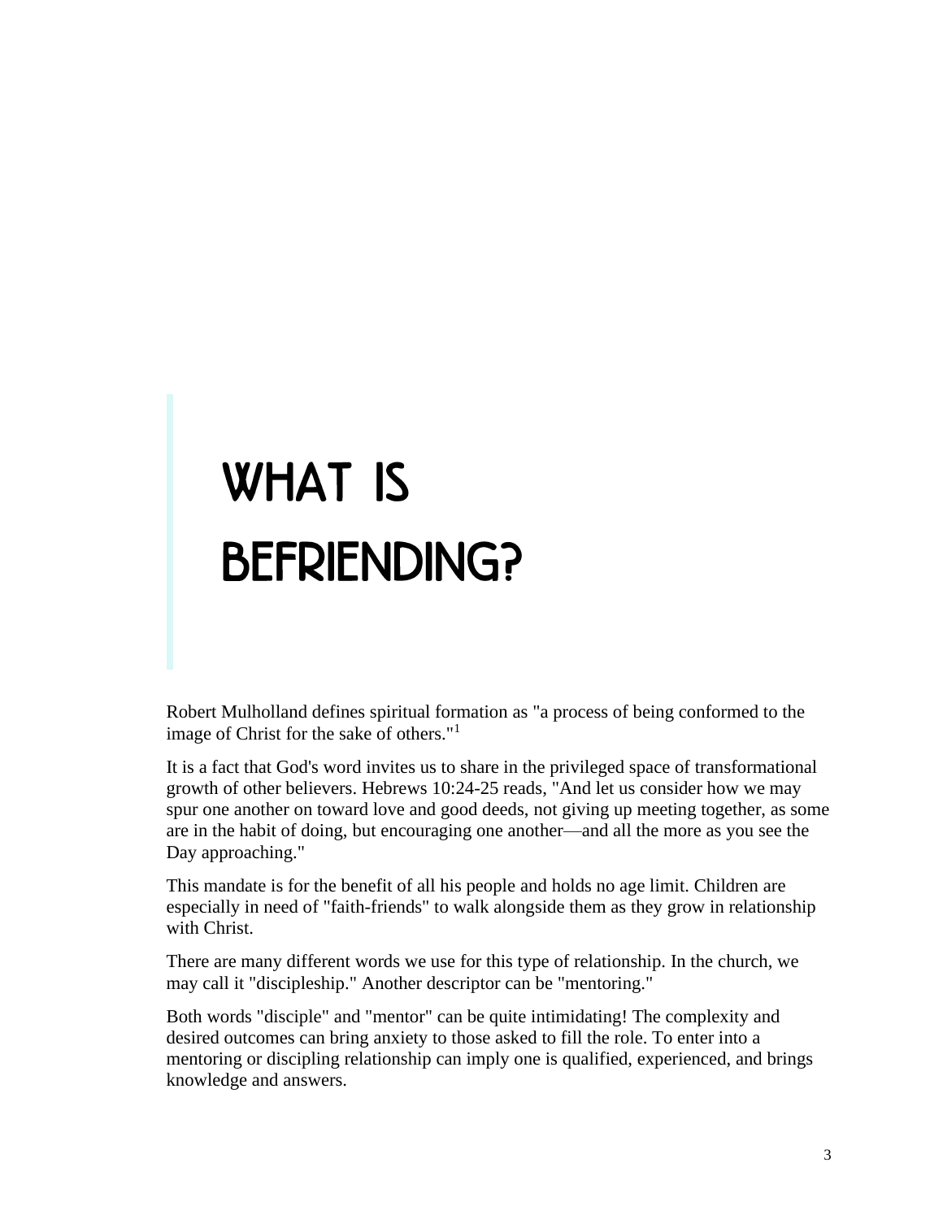# WHAT IS BEFRIENDING?

Robert Mulholland defines spiritual formation as "a process of being conformed to the image of Christ for the sake of others."[1]

It is a fact that God's word invites us to share in the privileged space of transformational growth of other believers. Hebrews 10:24-25 reads, "And let us consider how we may spur one another on toward love and good deeds, not giving up meeting together, as some are in the habit of doing, but encouraging one another—and all the more as you see the Day approaching."

This mandate is for the benefit of all his people and holds no age limit. Children are especially in need of "faith-friends" to walk alongside them as they grow in relationship with Christ.

There are many different words we use for this type of relationship. In the church, we may call it "discipleship." Another descriptor can be "mentoring."

Both words "disciple" and "mentor" can be quite intimidating! The complexity and desired outcomes can bring anxiety to those asked to fill the role. To enter into a mentoring or discipling relationship can imply one is qualified, experienced, and brings knowledge and answers.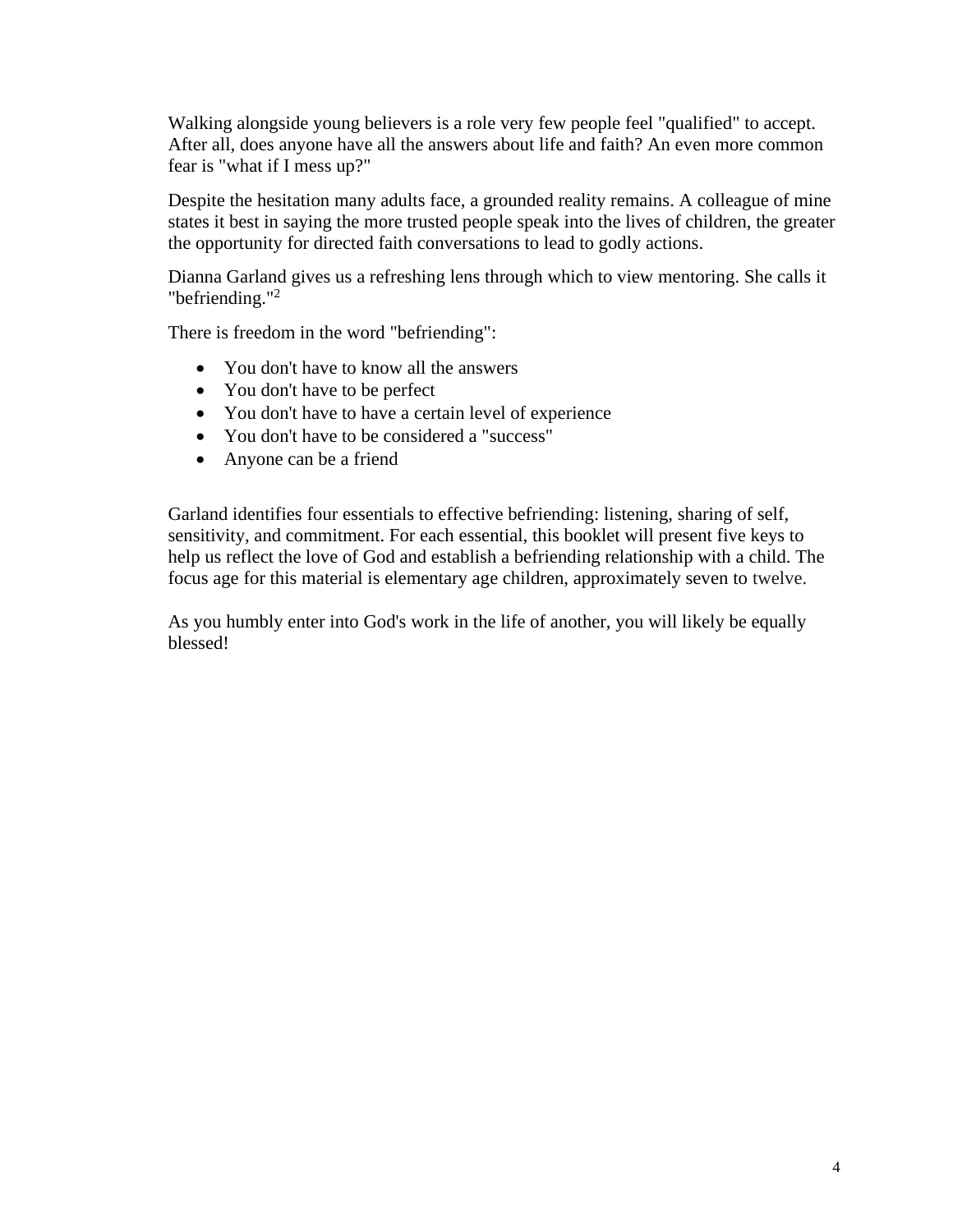Walking alongside young believers is a role very few people feel "qualified" to accept. After all, does anyone have all the answers about life and faith? An even more common fear is "what if I mess up?"

Despite the hesitation many adults face, a grounded reality remains. A colleague of mine states it best in saying the more trusted people speak into the lives of children, the greater the opportunity for directed faith conversations to lead to godly actions.

Dianna Garland gives us a refreshing lens through which to view mentoring. She calls it "befriending."[2]

There is freedom in the word "befriending":

- You don't have to know all the answers
- You don't have to be perfect
- You don't have to have a certain level of experience
- You don't have to be considered a "success"
- Anyone can be a friend

Garland identifies four essentials to effective befriending: listening, sharing of self, sensitivity, and commitment. For each essential, this booklet will present five keys to help us reflect the love of God and establish a befriending relationship with a child. The focus age for this material is elementary age children, approximately seven to twelve.

As you humbly enter into God's work in the life of another, you will likely be equally blessed!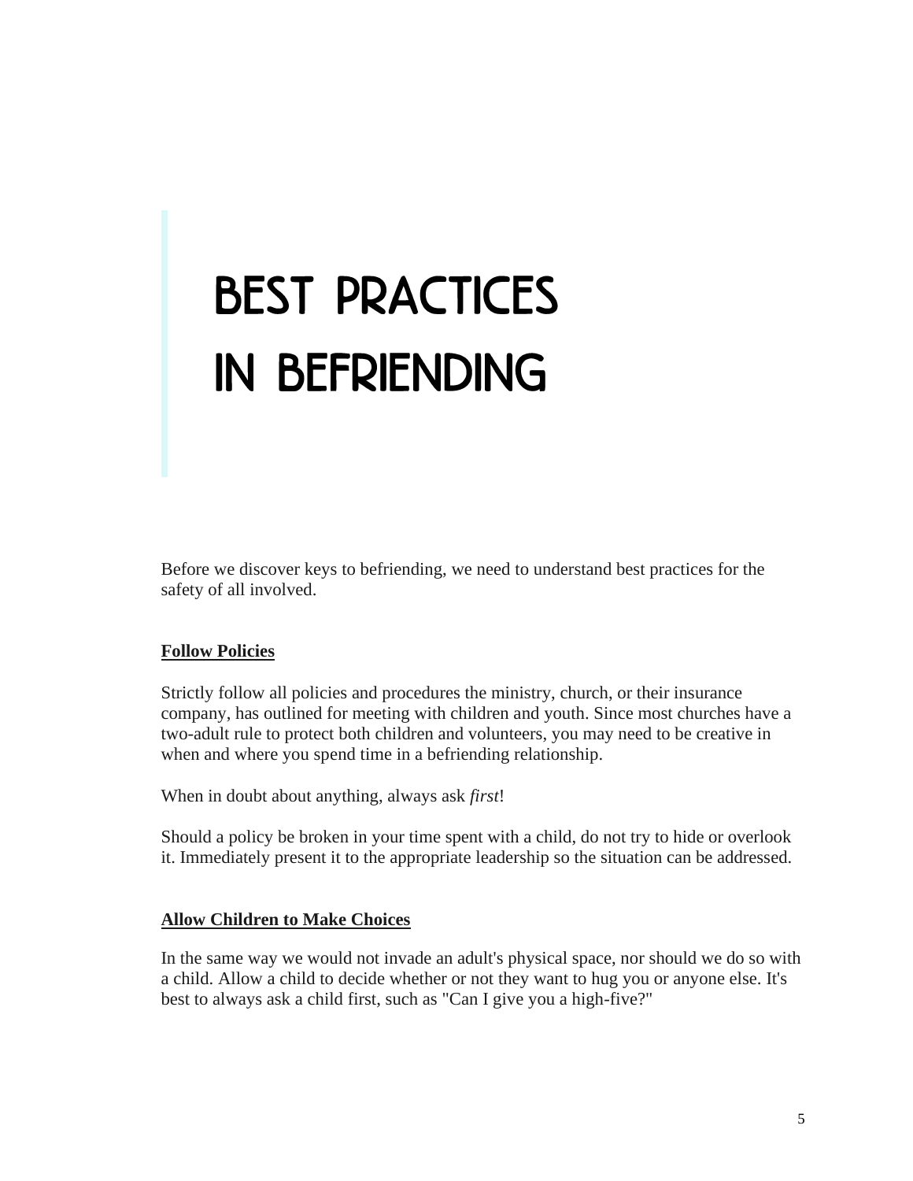# BEST PRACTICES IN BEFRIENDING

Before we discover keys to befriending, we need to understand best practices for the safety of all involved.

**Follow Policies**

Strictly follow all policies and procedures the ministry, church, or their insurance company, has outlined for meeting with children and youth. Since most churches have a two-adult rule to protect both children and volunteers, you may need to be creative in when and where you spend time in a befriending relationship.

When in doubt about anything, always ask *first*!

Should a policy be broken in your time spent with a child, do not try to hide or overlook it. Immediately present it to the appropriate leadership so the situation can be addressed.

**Allow Children to Make Choices**

In the same way we would not invade an adult's physical space, nor should we do so with a child. Allow a child to decide whether or not they want to hug you or anyone else. It's best to always ask a child first, such as "Can I give you a high-five?"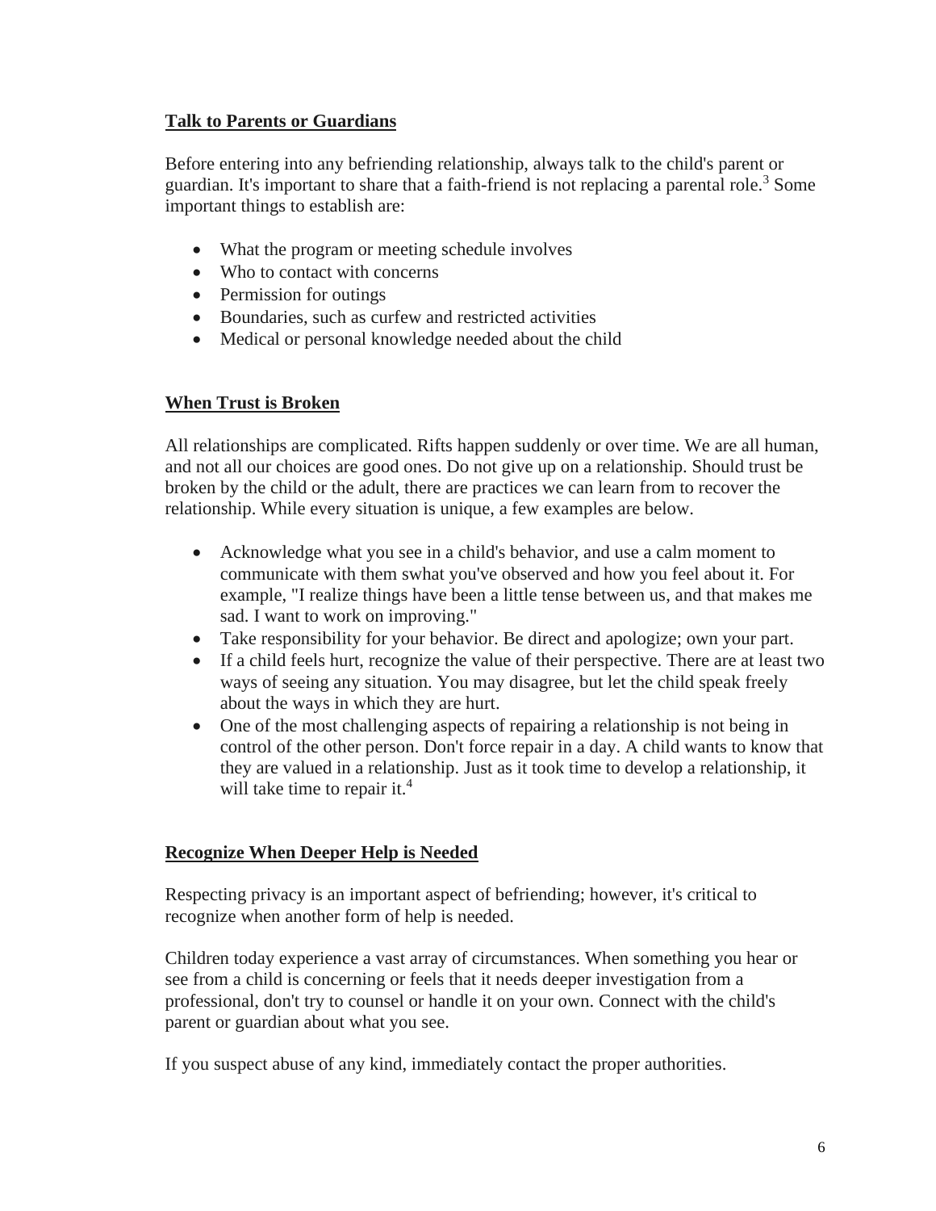## Talk to Parents or Guardians

Before entering into any befriending relationship, always talk to the child's parent or guardian. It's important to share that a faith-friend is not replacing a parental role.[3] Some important things to establish are:

- What the program or meeting schedule involves
- Who to contact with concerns
- Permission for outings
- Boundaries, such as curfew and restricted activities
- Medical or personal knowledge needed about the child

## When Trust is Broken

All relationships are complicated. Rifts happen suddenly or over time. We are all human, and not all our choices are good ones. Do not give up on a relationship. Should trust be broken by the child or the adult, there are practices we can learn from to recover the relationship. While every situation is unique, a few examples are below.

- Acknowledge what you see in a child's behavior, and use a calm moment to communicate with them swhat you've observed and how you feel about it. For example, "I realize things have been a little tense between us, and that makes me sad. I want to work on improving."
- Take responsibility for your behavior. Be direct and apologize; own your part.
- If a child feels hurt, recognize the value of their perspective. There are at least two ways of seeing any situation. You may disagree, but let the child speak freely about the ways in which they are hurt.
- One of the most challenging aspects of repairing a relationship is not being in control of the other person. Don't force repair in a day. A child wants to know that they are valued in a relationship. Just as it took time to develop a relationship, it will take time to repair it.[4]

## Recognize When Deeper Help is Needed

Respecting privacy is an important aspect of befriending; however, it's critical to recognize when another form of help is needed.

Children today experience a vast array of circumstances. When something you hear or see from a child is concerning or feels that it needs deeper investigation from a professional, don't try to counsel or handle it on your own. Connect with the child's parent or guardian about what you see.

If you suspect abuse of any kind, immediately contact the proper authorities.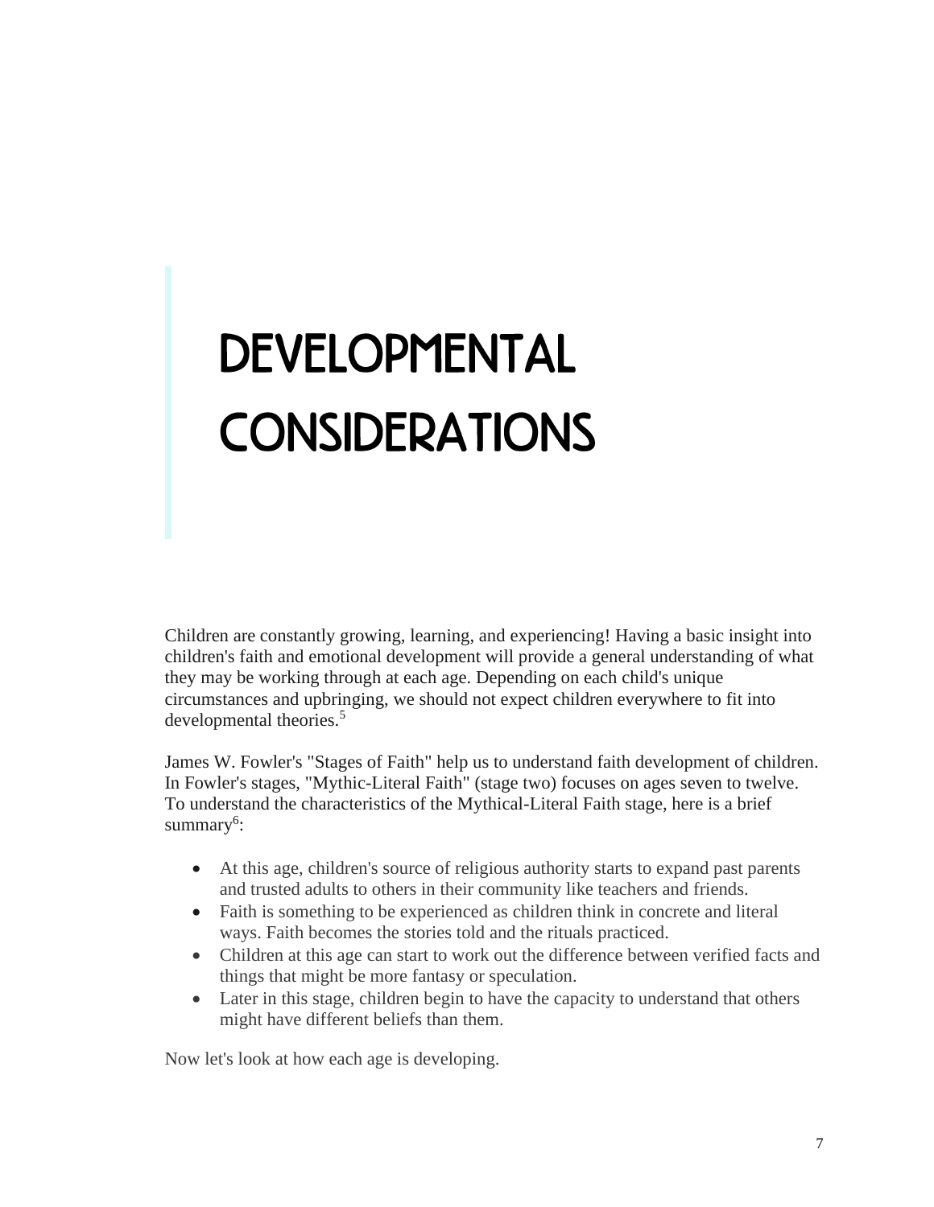# DEVELOPMENTAL CONSIDERATIONS

Children are constantly growing, learning, and experiencing! Having a basic insight into children's faith and emotional development will provide a general understanding of what they may be working through at each age. Depending on each child's unique circumstances and upbringing, we should not expect children everywhere to fit into developmental theories.[5]

James W. Fowler's "Stages of Faith" help us to understand faith development of children. In Fowler's stages, "Mythic-Literal Faith" (stage two) focuses on ages seven to twelve. To understand the characteristics of the Mythical-Literal Faith stage, here is a brief summary[6]:

- At this age, children's source of religious authority starts to expand past parents and trusted adults to others in their community like teachers and friends.
- Faith is something to be experienced as children think in concrete and literal ways. Faith becomes the stories told and the rituals practiced.
- Children at this age can start to work out the difference between verified facts and things that might be more fantasy or speculation.
- Later in this stage, children begin to have the capacity to understand that others might have different beliefs than them.

Now let's look at how each age is developing.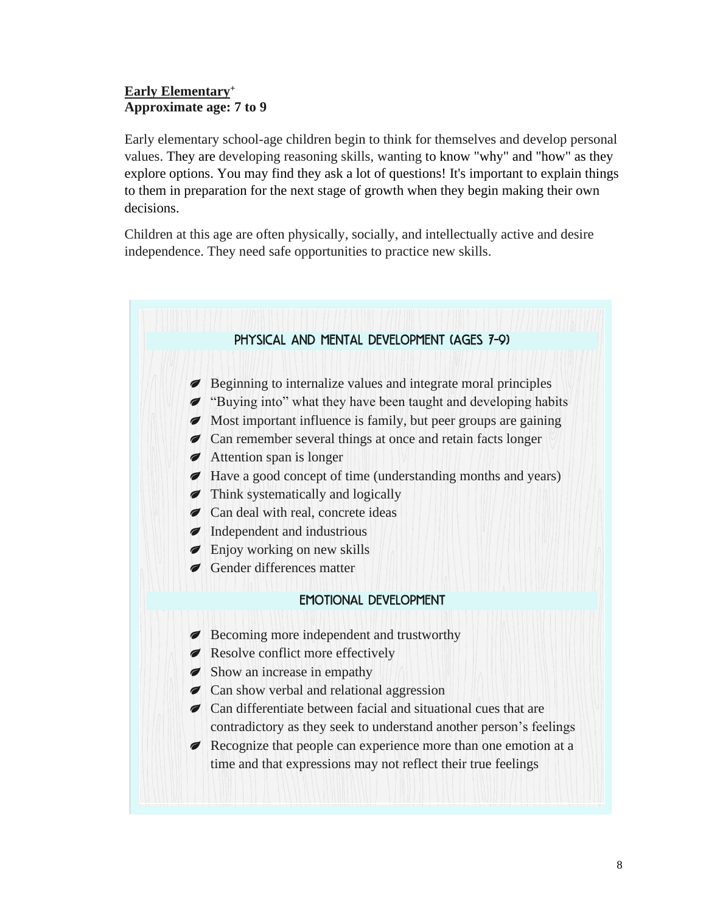**Early Elementary**[+]
**Approximate age: 7 to 9**

Early elementary school-age children begin to think for themselves and develop personal values. They are developing reasoning skills, wanting to know "why" and "how" as they explore options. You may find they ask a lot of questions! It's important to explain things to them in preparation for the next stage of growth when they begin making their own decisions.

Children at this age are often physically, socially, and intellectually active and desire independence. They need safe opportunities to practice new skills.

### PHYSICAL AND MENTAL DEVELOPMENT (AGES 7-9)

- Beginning to internalize values and integrate moral principles
- "Buying into" what they have been taught and developing habits
- Most important influence is family, but peer groups are gaining
- Can remember several things at once and retain facts longer
- Attention span is longer
- Have a good concept of time (understanding months and years)
- Think systematically and logically
- Can deal with real, concrete ideas
- Independent and industrious
- Enjoy working on new skills
- Gender differences matter

### EMOTIONAL DEVELOPMENT

- Becoming more independent and trustworthy
- Resolve conflict more effectively
- Show an increase in empathy
- Can show verbal and relational aggression
- Can differentiate between facial and situational cues that are contradictory as they seek to understand another person's feelings
- Recognize that people can experience more than one emotion at a time and that expressions may not reflect their true feelings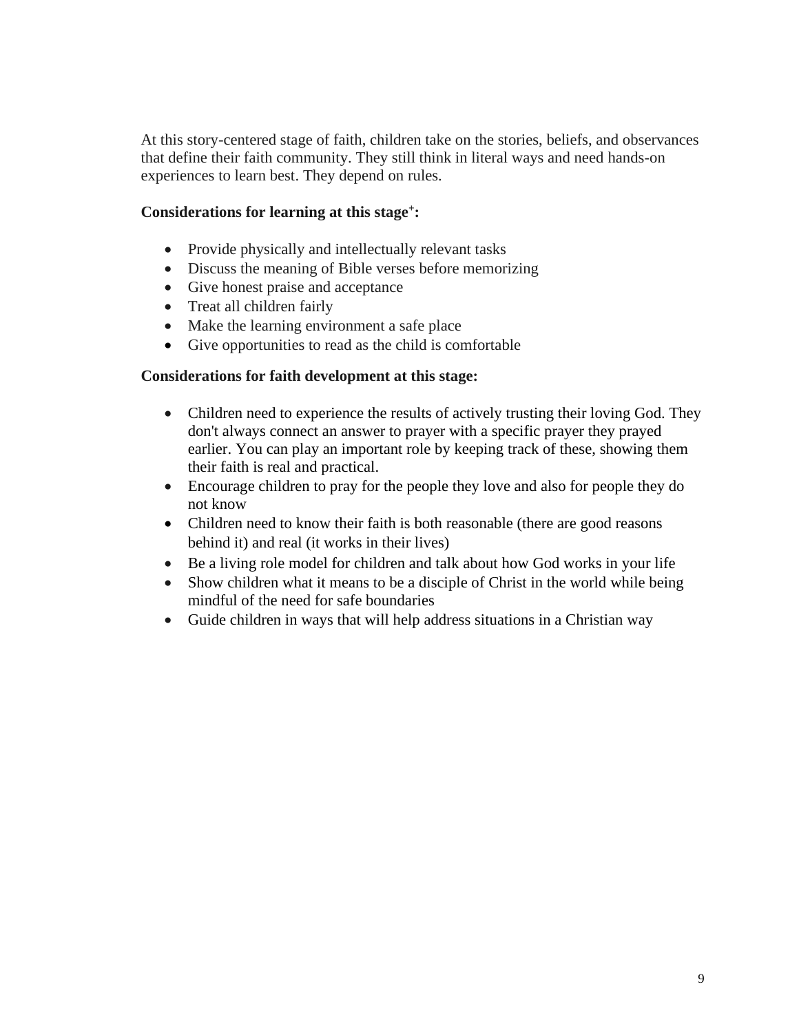At this story-centered stage of faith, children take on the stories, beliefs, and observances that define their faith community. They still think in literal ways and need hands-on experiences to learn best. They depend on rules.

**Considerations for learning at this stage[+]:**

- Provide physically and intellectually relevant tasks
- Discuss the meaning of Bible verses before memorizing
- Give honest praise and acceptance
- Treat all children fairly
- Make the learning environment a safe place
- Give opportunities to read as the child is comfortable

**Considerations for faith development at this stage:**

- Children need to experience the results of actively trusting their loving God. They don't always connect an answer to prayer with a specific prayer they prayed earlier. You can play an important role by keeping track of these, showing them their faith is real and practical.
- Encourage children to pray for the people they love and also for people they do not know
- Children need to know their faith is both reasonable (there are good reasons behind it) and real (it works in their lives)
- Be a living role model for children and talk about how God works in your life
- Show children what it means to be a disciple of Christ in the world while being mindful of the need for safe boundaries
- Guide children in ways that will help address situations in a Christian way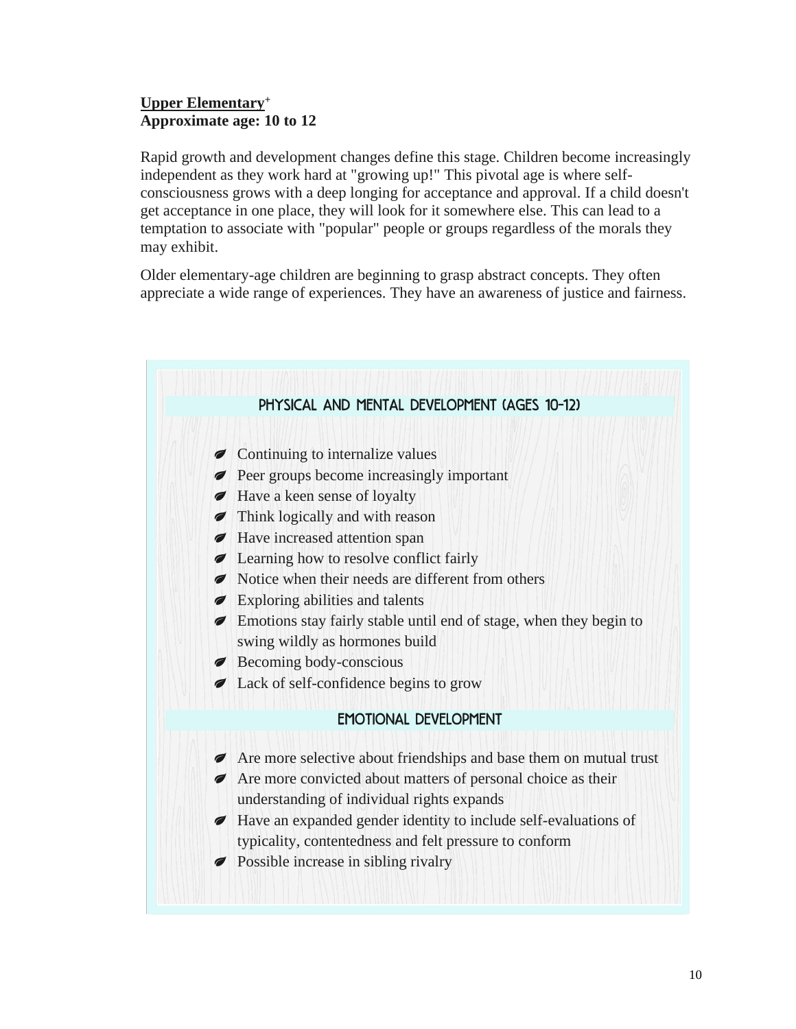**Upper Elementary**[+]
**Approximate age: 10 to 12**

Rapid growth and development changes define this stage. Children become increasingly independent as they work hard at "growing up!" This pivotal age is where self-consciousness grows with a deep longing for acceptance and approval. If a child doesn't get acceptance in one place, they will look for it somewhere else. This can lead to a temptation to associate with "popular" people or groups regardless of the morals they may exhibit.

Older elementary-age children are beginning to grasp abstract concepts. They often appreciate a wide range of experiences. They have an awareness of justice and fairness.

### PHYSICAL AND MENTAL DEVELOPMENT (AGES 10-12)

- Continuing to internalize values
- Peer groups become increasingly important
- Have a keen sense of loyalty
- Think logically and with reason
- Have increased attention span
- Learning how to resolve conflict fairly
- Notice when their needs are different from others
- Exploring abilities and talents
- Emotions stay fairly stable until end of stage, when they begin to swing wildly as hormones build
- Becoming body-conscious
- Lack of self-confidence begins to grow

### EMOTIONAL DEVELOPMENT

- Are more selective about friendships and base them on mutual trust
- Are more convicted about matters of personal choice as their understanding of individual rights expands
- Have an expanded gender identity to include self-evaluations of typicality, contentedness and felt pressure to conform
- Possible increase in sibling rivalry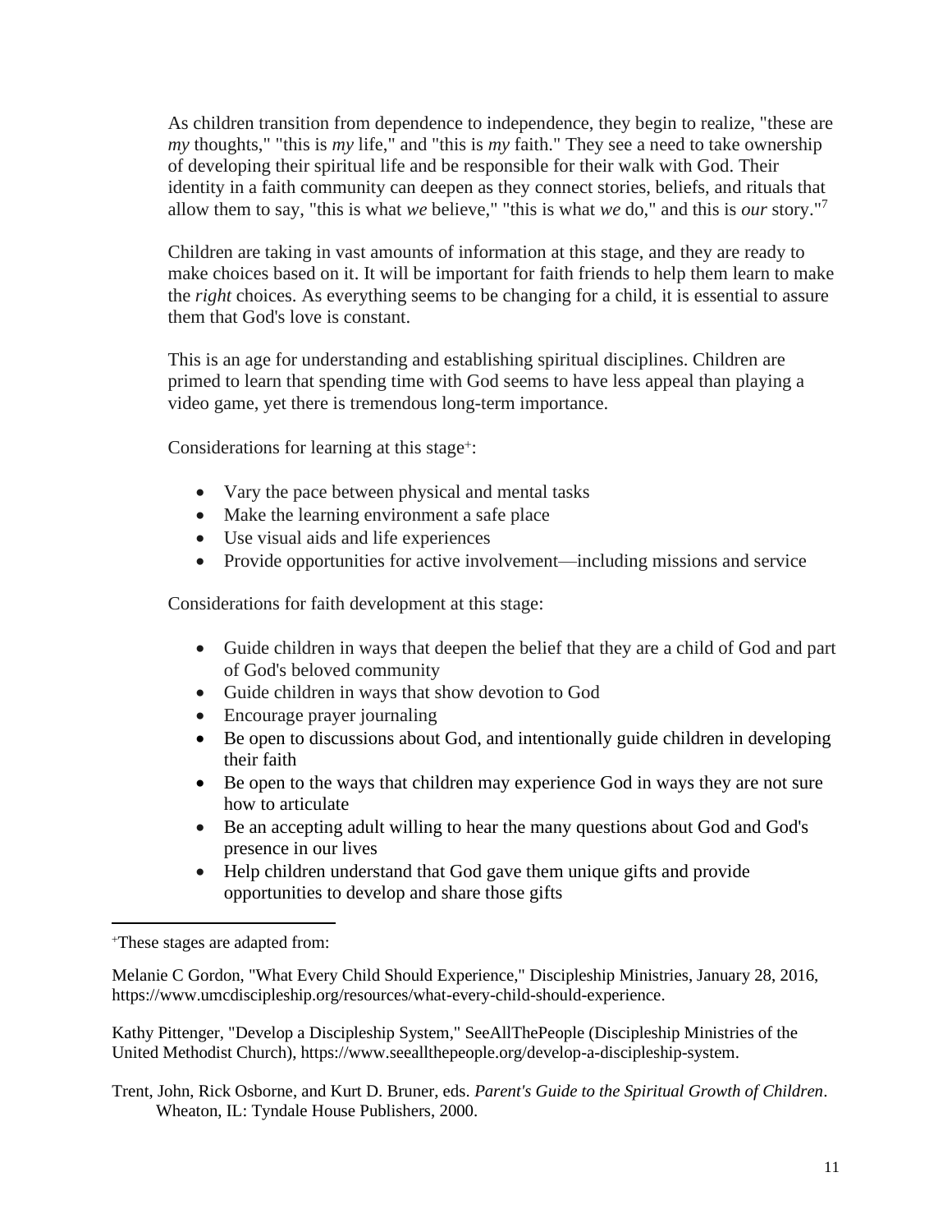As children transition from dependence to independence, they begin to realize, "these are *my* thoughts," "this is *my* life," and "this is *my* faith." They see a need to take ownership of developing their spiritual life and be responsible for their walk with God. Their identity in a faith community can deepen as they connect stories, beliefs, and rituals that allow them to say, "this is what *we* believe," "this is what *we* do," and this is *our* story."[7]

Children are taking in vast amounts of information at this stage, and they are ready to make choices based on it. It will be important for faith friends to help them learn to make the *right* choices. As everything seems to be changing for a child, it is essential to assure them that God's love is constant.

This is an age for understanding and establishing spiritual disciplines. Children are primed to learn that spending time with God seems to have less appeal than playing a video game, yet there is tremendous long-term importance.

Considerations for learning at this stage[+]:

- Vary the pace between physical and mental tasks
- Make the learning environment a safe place
- Use visual aids and life experiences
- Provide opportunities for active involvement—including missions and service

Considerations for faith development at this stage:

- Guide children in ways that deepen the belief that they are a child of God and part of God's beloved community
- Guide children in ways that show devotion to God
- Encourage prayer journaling
- Be open to discussions about God, and intentionally guide children in developing their faith
- Be open to the ways that children may experience God in ways they are not sure how to articulate
- Be an accepting adult willing to hear the many questions about God and God's presence in our lives
- Help children understand that God gave them unique gifts and provide opportunities to develop and share those gifts

---

[+]These stages are adapted from:

Melanie C Gordon, "What Every Child Should Experience," Discipleship Ministries, January 28, 2016, https://www.umcdiscipleship.org/resources/what-every-child-should-experience.

Kathy Pittenger, "Develop a Discipleship System," SeeAllThePeople (Discipleship Ministries of the United Methodist Church), https://www.seeallthepeople.org/develop-a-discipleship-system.

Trent, John, Rick Osborne, and Kurt D. Bruner, eds. *Parent's Guide to the Spiritual Growth of Children*. Wheaton, IL: Tyndale House Publishers, 2000.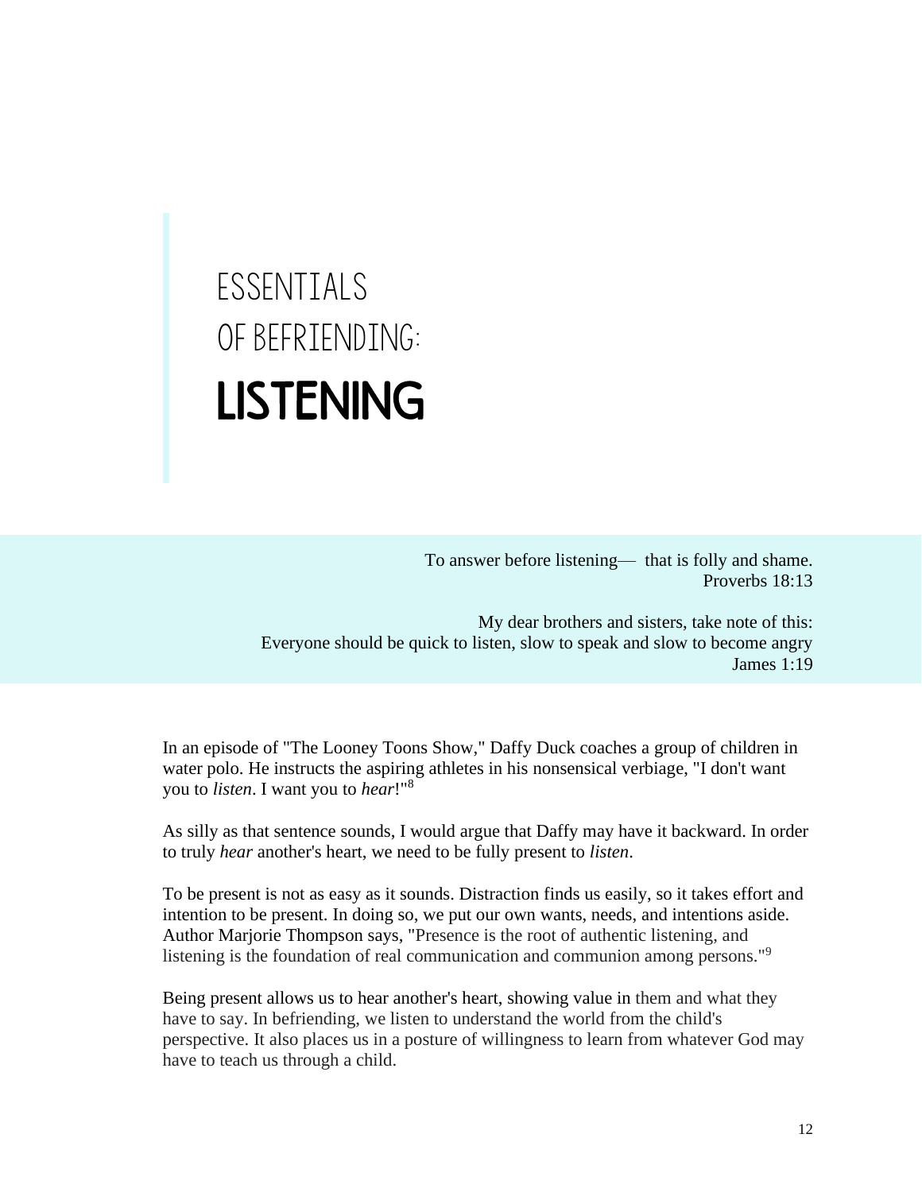# ESSENTIALS OF BEFRIENDING: **LISTENING**

To answer before listening— that is folly and shame.
Proverbs 18:13

My dear brothers and sisters, take note of this:
Everyone should be quick to listen, slow to speak and slow to become angry
James 1:19

In an episode of "The Looney Toons Show," Daffy Duck coaches a group of children in water polo. He instructs the aspiring athletes in his nonsensical verbiage, "I don't want you to *listen*. I want you to *hear*!"[8]

As silly as that sentence sounds, I would argue that Daffy may have it backward. In order to truly *hear* another's heart, we need to be fully present to *listen*.

To be present is not as easy as it sounds. Distraction finds us easily, so it takes effort and intention to be present. In doing so, we put our own wants, needs, and intentions aside. Author Marjorie Thompson says, "Presence is the root of authentic listening, and listening is the foundation of real communication and communion among persons."[9]

Being present allows us to hear another's heart, showing value in them and what they have to say. In befriending, we listen to understand the world from the child's perspective. It also places us in a posture of willingness to learn from whatever God may have to teach us through a child.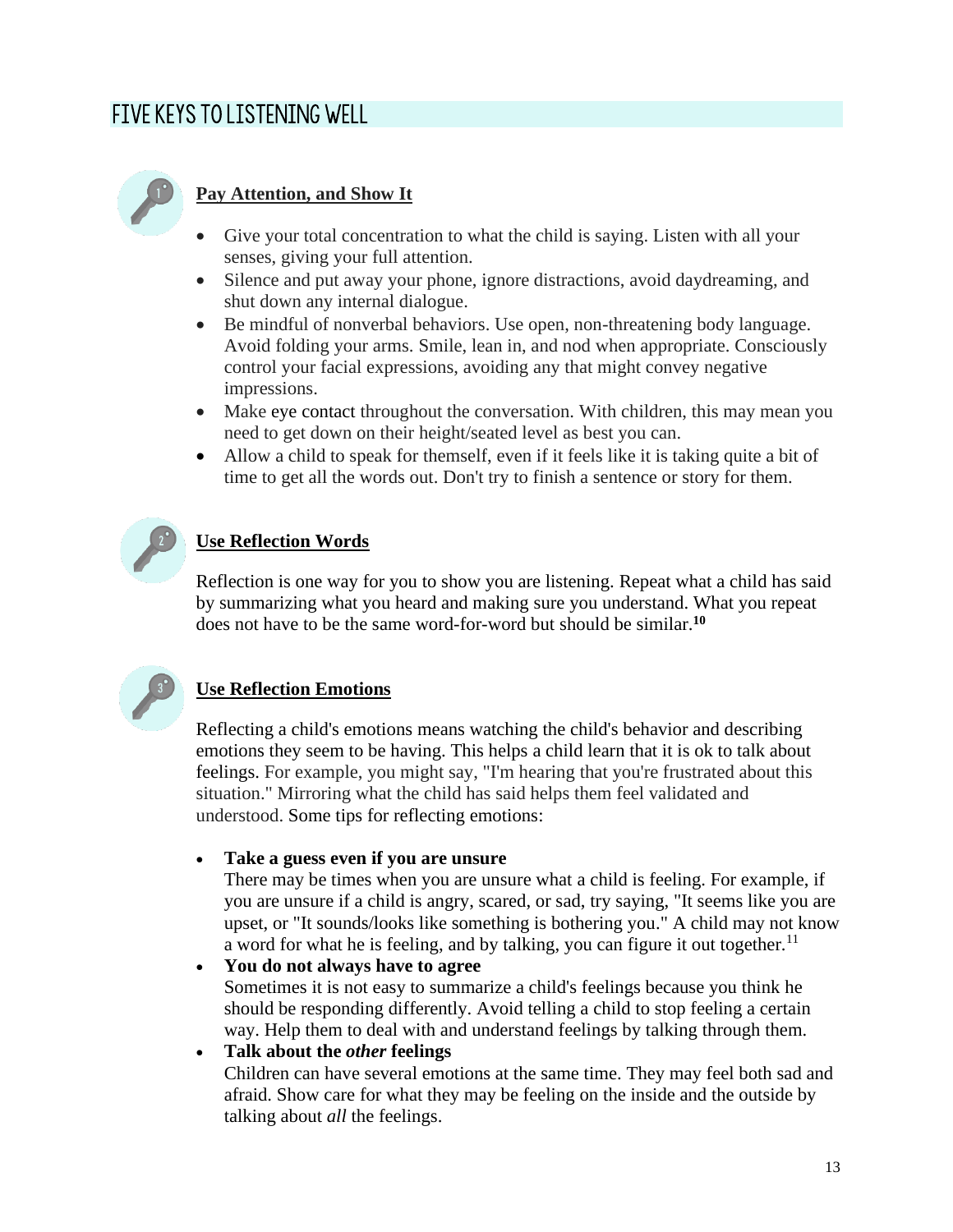## FIVE KEYS TO LISTENING WELL

### Pay Attention, and Show It

- Give your total concentration to what the child is saying. Listen with all your senses, giving your full attention.
- Silence and put away your phone, ignore distractions, avoid daydreaming, and shut down any internal dialogue.
- Be mindful of nonverbal behaviors. Use open, non-threatening body language. Avoid folding your arms. Smile, lean in, and nod when appropriate. Consciously control your facial expressions, avoiding any that might convey negative impressions.
- Make eye contact throughout the conversation. With children, this may mean you need to get down on their height/seated level as best you can.
- Allow a child to speak for themself, even if it feels like it is taking quite a bit of time to get all the words out. Don't try to finish a sentence or story for them.

### Use Reflection Words

Reflection is one way for you to show you are listening. Repeat what a child has said by summarizing what you heard and making sure you understand. What you repeat does not have to be the same word-for-word but should be similar.[10]

### Use Reflection Emotions

Reflecting a child's emotions means watching the child's behavior and describing emotions they seem to be having. This helps a child learn that it is ok to talk about feelings. For example, you might say, "I'm hearing that you're frustrated about this situation." Mirroring what the child has said helps them feel validated and understood. Some tips for reflecting emotions:

- **Take a guess even if you are unsure**
  There may be times when you are unsure what a child is feeling. For example, if you are unsure if a child is angry, scared, or sad, try saying, "It seems like you are upset, or "It sounds/looks like something is bothering you." A child may not know a word for what he is feeling, and by talking, you can figure it out together.[11]
- **You do not always have to agree**
  Sometimes it is not easy to summarize a child's feelings because you think he should be responding differently. Avoid telling a child to stop feeling a certain way. Help them to deal with and understand feelings by talking through them.
- **Talk about the *other* feelings**
  Children can have several emotions at the same time. They may feel both sad and afraid. Show care for what they may be feeling on the inside and the outside by talking about *all* the feelings.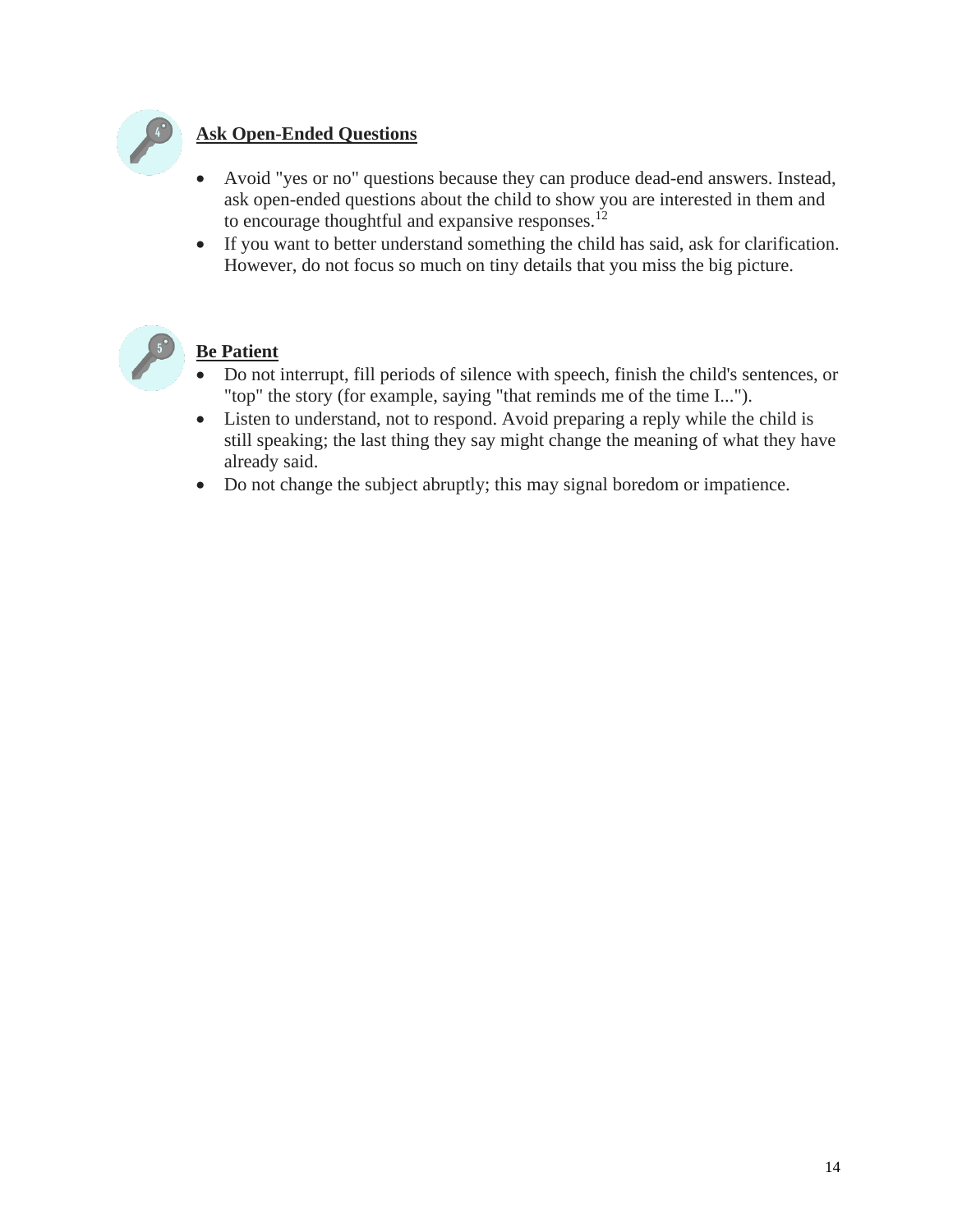## **Ask Open-Ended Questions**

- Avoid "yes or no" questions because they can produce dead-end answers. Instead, ask open-ended questions about the child to show you are interested in them and to encourage thoughtful and expansive responses.[12]
- If you want to better understand something the child has said, ask for clarification. However, do not focus so much on tiny details that you miss the big picture.

## **Be Patient**

- Do not interrupt, fill periods of silence with speech, finish the child's sentences, or "top" the story (for example, saying "that reminds me of the time I...").
- Listen to understand, not to respond. Avoid preparing a reply while the child is still speaking; the last thing they say might change the meaning of what they have already said.
- Do not change the subject abruptly; this may signal boredom or impatience.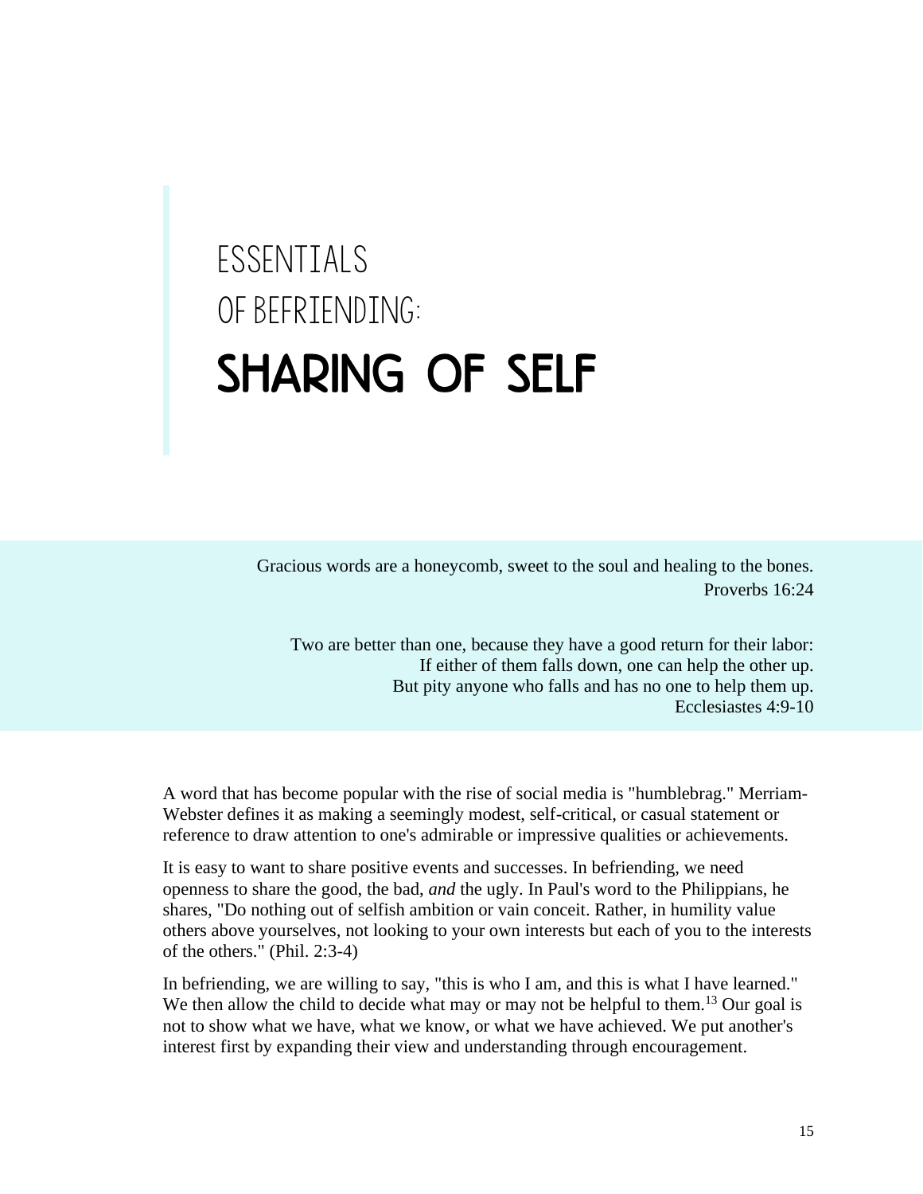# ESSENTIALS OF BEFRIENDING: SHARING OF SELF

Gracious words are a honeycomb, sweet to the soul and healing to the bones.
Proverbs 16:24

Two are better than one, because they have a good return for their labor:
If either of them falls down, one can help the other up.
But pity anyone who falls and has no one to help them up.
Ecclesiastes 4:9-10

A word that has become popular with the rise of social media is "humblebrag." Merriam-Webster defines it as making a seemingly modest, self-critical, or casual statement or reference to draw attention to one's admirable or impressive qualities or achievements.

It is easy to want to share positive events and successes. In befriending, we need openness to share the good, the bad, *and* the ugly. In Paul's word to the Philippians, he shares, "Do nothing out of selfish ambition or vain conceit. Rather, in humility value others above yourselves, not looking to your own interests but each of you to the interests of the others." (Phil. 2:3-4)

In befriending, we are willing to say, "this is who I am, and this is what I have learned." We then allow the child to decide what may or may not be helpful to them.[13] Our goal is not to show what we have, what we know, or what we have achieved. We put another's interest first by expanding their view and understanding through encouragement.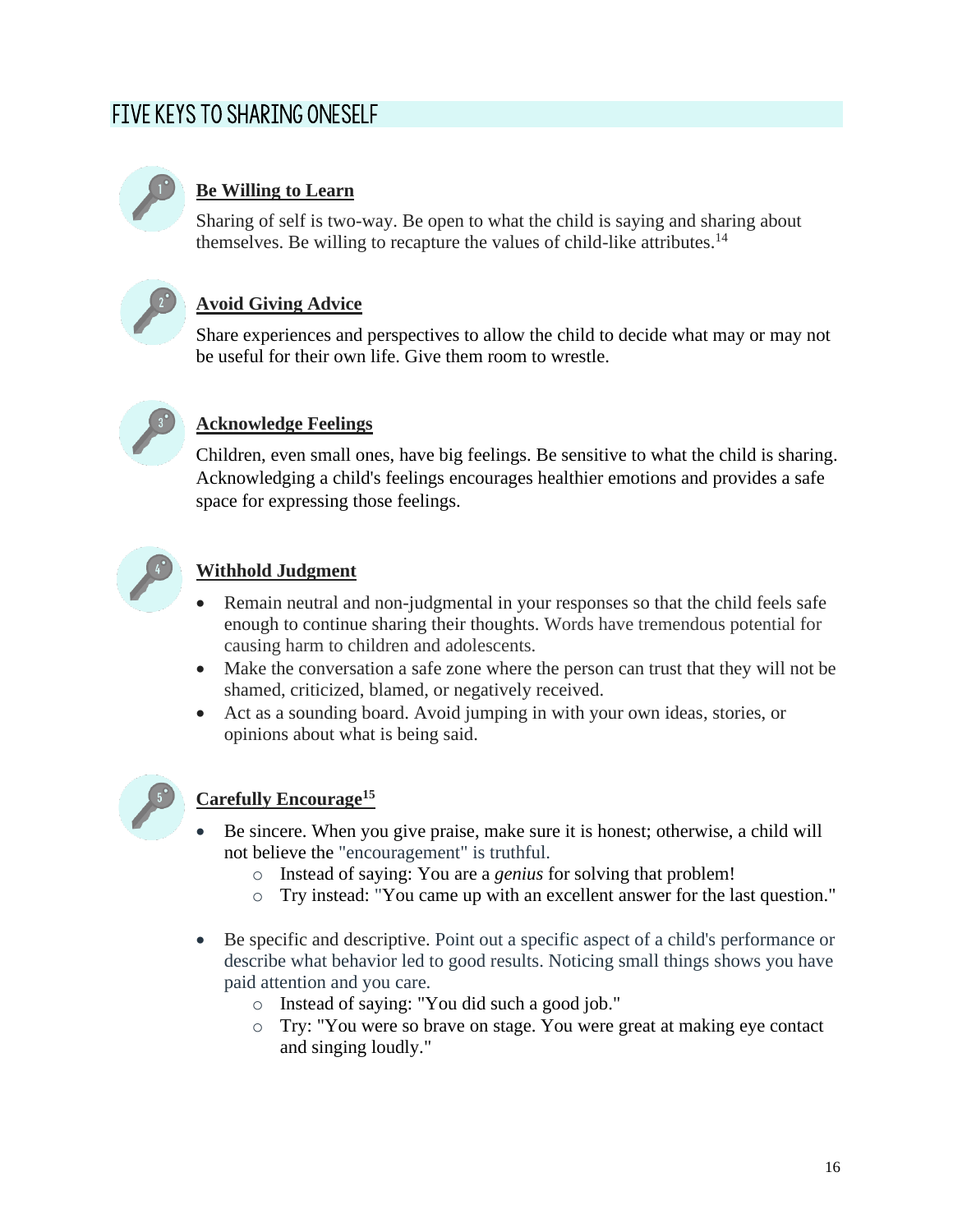## FIVE KEYS TO SHARING ONESELF

### Be Willing to Learn

Sharing of self is two-way. Be open to what the child is saying and sharing about themselves. Be willing to recapture the values of child-like attributes.[14]

### Avoid Giving Advice

Share experiences and perspectives to allow the child to decide what may or may not be useful for their own life. Give them room to wrestle.

### Acknowledge Feelings

Children, even small ones, have big feelings. Be sensitive to what the child is sharing. Acknowledging a child's feelings encourages healthier emotions and provides a safe space for expressing those feelings.

### Withhold Judgment

- Remain neutral and non-judgmental in your responses so that the child feels safe enough to continue sharing their thoughts. Words have tremendous potential for causing harm to children and adolescents.
- Make the conversation a safe zone where the person can trust that they will not be shamed, criticized, blamed, or negatively received.
- Act as a sounding board. Avoid jumping in with your own ideas, stories, or opinions about what is being said.

### Carefully Encourage[15]

- Be sincere. When you give praise, make sure it is honest; otherwise, a child will not believe the "encouragement" is truthful.
  - Instead of saying: You are a *genius* for solving that problem!
  - Try instead: "You came up with an excellent answer for the last question."

- Be specific and descriptive. Point out a specific aspect of a child's performance or describe what behavior led to good results. Noticing small things shows you have paid attention and you care.
  - Instead of saying: "You did such a good job."
  - Try: "You were so brave on stage. You were great at making eye contact and singing loudly."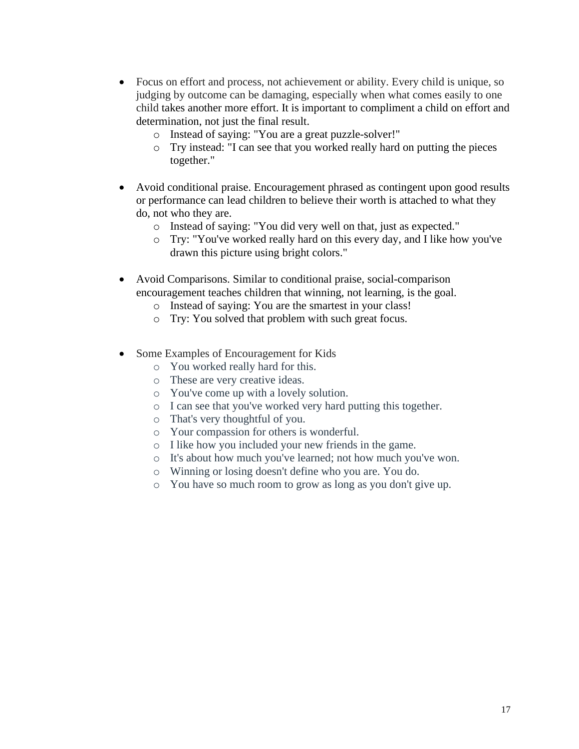- Focus on effort and process, not achievement or ability. Every child is unique, so judging by outcome can be damaging, especially when what comes easily to one child takes another more effort. It is important to compliment a child on effort and determination, not just the final result.
  - Instead of saying: "You are a great puzzle-solver!"
  - Try instead: "I can see that you worked really hard on putting the pieces together."

- Avoid conditional praise. Encouragement phrased as contingent upon good results or performance can lead children to believe their worth is attached to what they do, not who they are.
  - Instead of saying: "You did very well on that, just as expected."
  - Try: "You've worked really hard on this every day, and I like how you've drawn this picture using bright colors."

- Avoid Comparisons. Similar to conditional praise, social-comparison encouragement teaches children that winning, not learning, is the goal.
  - Instead of saying: You are the smartest in your class!
  - Try: You solved that problem with such great focus.

- Some Examples of Encouragement for Kids
  - You worked really hard for this.
  - These are very creative ideas.
  - You've come up with a lovely solution.
  - I can see that you've worked very hard putting this together.
  - That's very thoughtful of you.
  - Your compassion for others is wonderful.
  - I like how you included your new friends in the game.
  - It's about how much you've learned; not how much you've won.
  - Winning or losing doesn't define who you are. You do.
  - You have so much room to grow as long as you don't give up.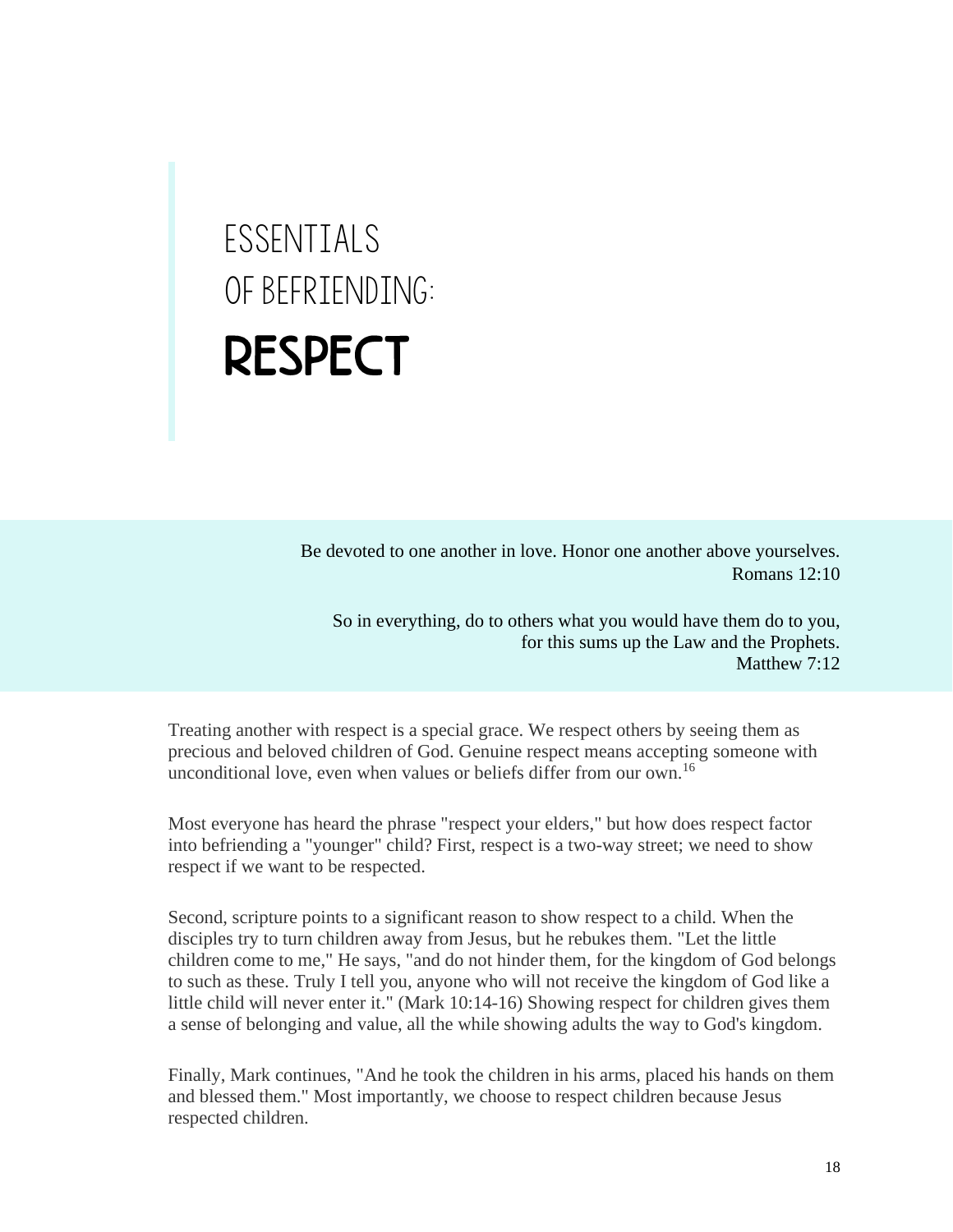# ESSENTIALS OF BEFRIENDING: RESPECT

> Be devoted to one another in love. Honor one another above yourselves.
> Romans 12:10
>
> So in everything, do to others what you would have them do to you, for this sums up the Law and the Prophets.
> Matthew 7:12

Treating another with respect is a special grace. We respect others by seeing them as precious and beloved children of God. Genuine respect means accepting someone with unconditional love, even when values or beliefs differ from our own.[16]

Most everyone has heard the phrase "respect your elders," but how does respect factor into befriending a "younger" child? First, respect is a two-way street; we need to show respect if we want to be respected.

Second, scripture points to a significant reason to show respect to a child. When the disciples try to turn children away from Jesus, but he rebukes them. "Let the little children come to me," He says, "and do not hinder them, for the kingdom of God belongs to such as these. Truly I tell you, anyone who will not receive the kingdom of God like a little child will never enter it." (Mark 10:14-16) Showing respect for children gives them a sense of belonging and value, all the while showing adults the way to God's kingdom.

Finally, Mark continues, "And he took the children in his arms, placed his hands on them and blessed them." Most importantly, we choose to respect children because Jesus respected children.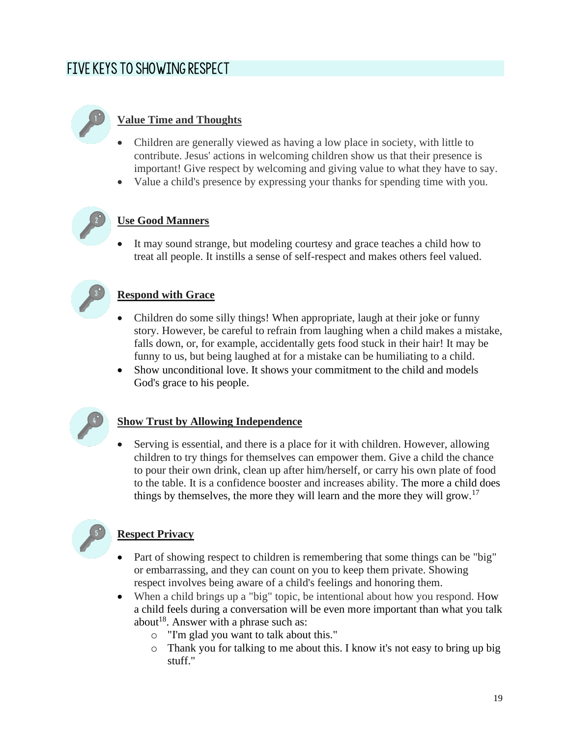## FIVE KEYS TO SHOWING RESPECT

### Value Time and Thoughts

- Children are generally viewed as having a low place in society, with little to contribute. Jesus' actions in welcoming children show us that their presence is important! Give respect by welcoming and giving value to what they have to say.
- Value a child's presence by expressing your thanks for spending time with you.

### Use Good Manners

- It may sound strange, but modeling courtesy and grace teaches a child how to treat all people. It instills a sense of self-respect and makes others feel valued.

### Respond with Grace

- Children do some silly things! When appropriate, laugh at their joke or funny story. However, be careful to refrain from laughing when a child makes a mistake, falls down, or, for example, accidentally gets food stuck in their hair! It may be funny to us, but being laughed at for a mistake can be humiliating to a child.
- Show unconditional love. It shows your commitment to the child and models God's grace to his people.

### Show Trust by Allowing Independence

- Serving is essential, and there is a place for it with children. However, allowing children to try things for themselves can empower them. Give a child the chance to pour their own drink, clean up after him/herself, or carry his own plate of food to the table. It is a confidence booster and increases ability. The more a child does things by themselves, the more they will learn and the more they will grow.[17]

### Respect Privacy

- Part of showing respect to children is remembering that some things can be "big" or embarrassing, and they can count on you to keep them private. Showing respect involves being aware of a child's feelings and honoring them.
- When a child brings up a "big" topic, be intentional about how you respond. How a child feels during a conversation will be even more important than what you talk about[18]. Answer with a phrase such as:
  - "I'm glad you want to talk about this."
  - Thank you for talking to me about this. I know it's not easy to bring up big stuff."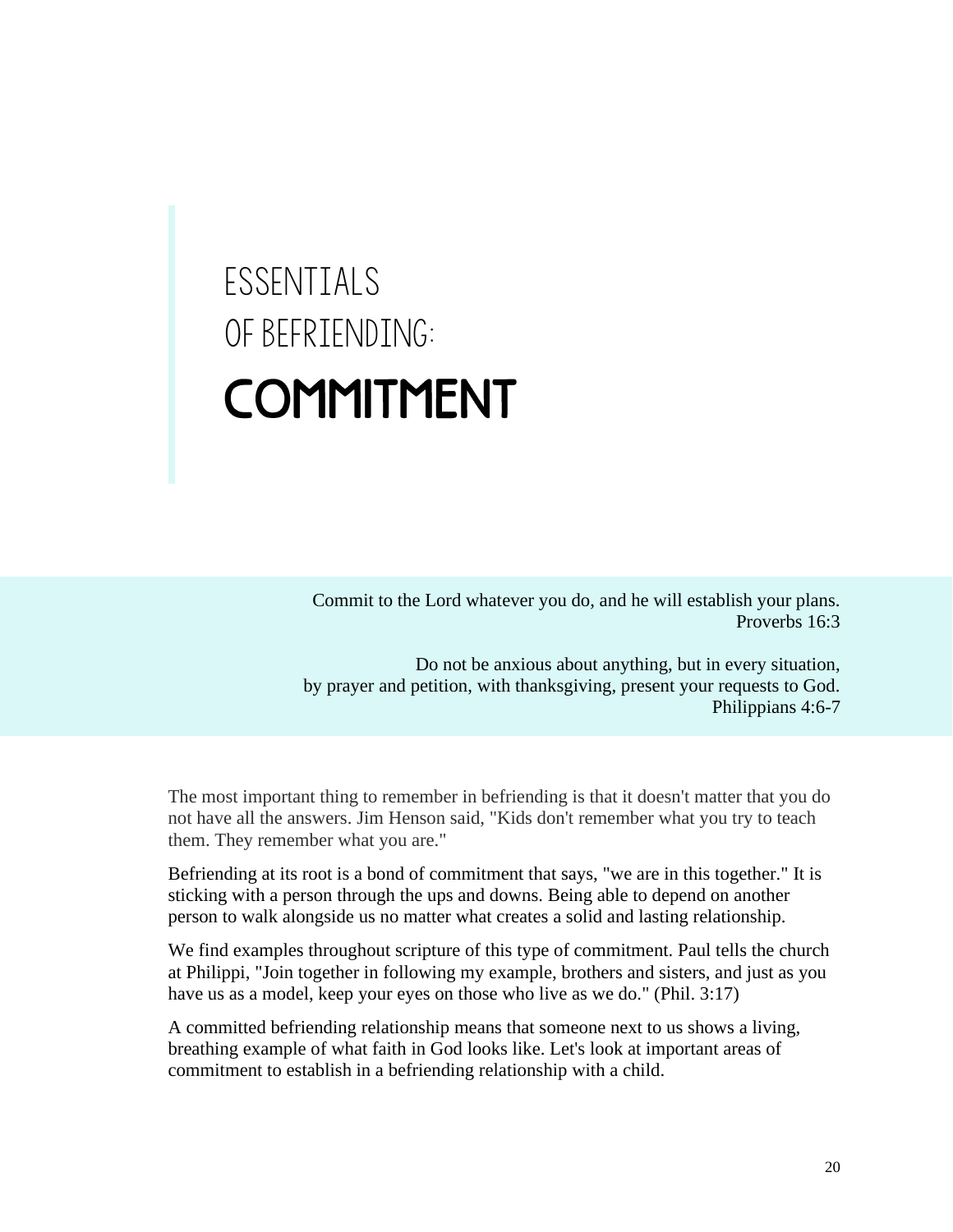# ESSENTIALS OF BEFRIENDING: COMMITMENT

> Commit to the Lord whatever you do, and he will establish your plans.
> Proverbs 16:3
>
> Do not be anxious about anything, but in every situation, by prayer and petition, with thanksgiving, present your requests to God.
> Philippians 4:6-7

The most important thing to remember in befriending is that it doesn't matter that you do not have all the answers. Jim Henson said, "Kids don't remember what you try to teach them. They remember what you are."

Befriending at its root is a bond of commitment that says, "we are in this together." It is sticking with a person through the ups and downs. Being able to depend on another person to walk alongside us no matter what creates a solid and lasting relationship.

We find examples throughout scripture of this type of commitment. Paul tells the church at Philippi, "Join together in following my example, brothers and sisters, and just as you have us as a model, keep your eyes on those who live as we do." (Phil. 3:17)

A committed befriending relationship means that someone next to us shows a living, breathing example of what faith in God looks like. Let's look at important areas of commitment to establish in a befriending relationship with a child.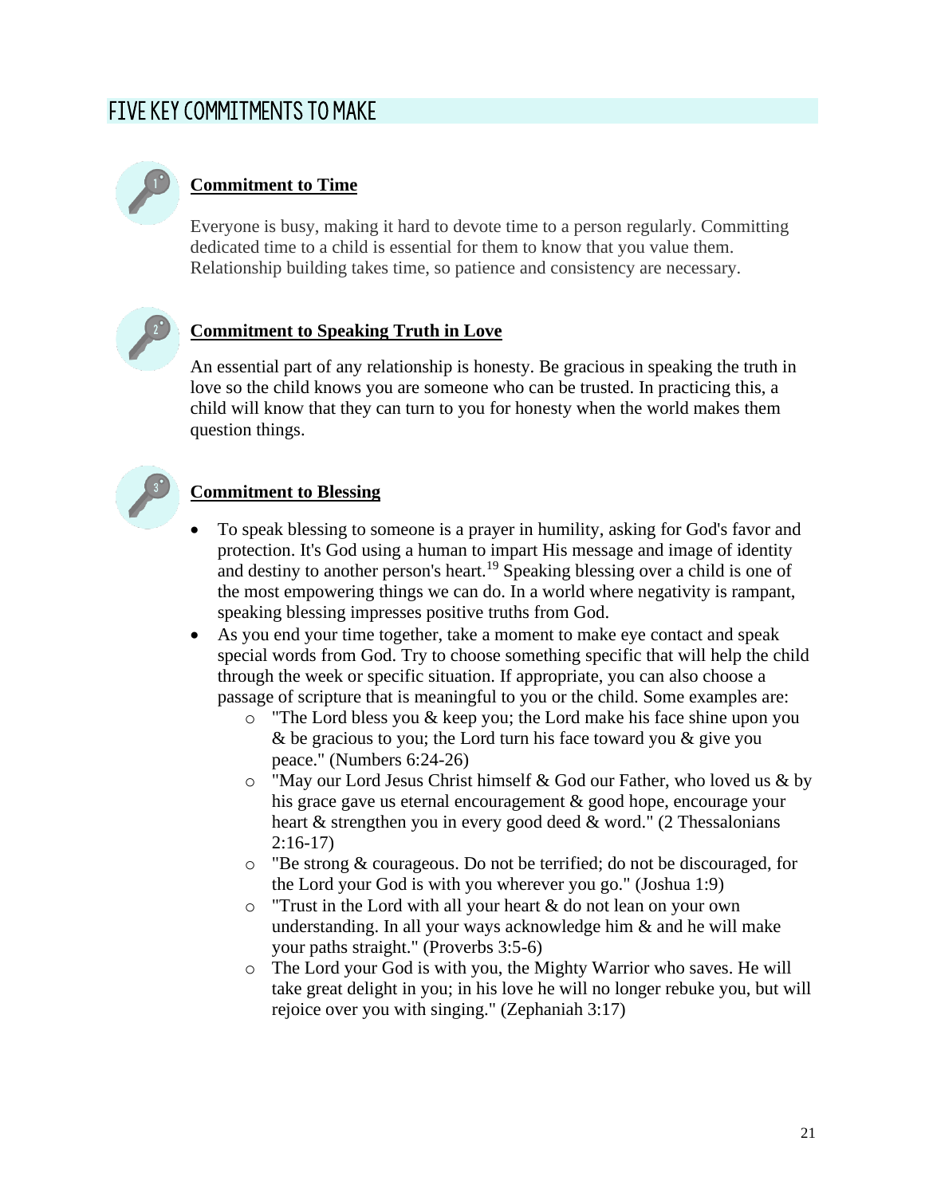## FIVE KEY COMMITMENTS TO MAKE

### Commitment to Time

Everyone is busy, making it hard to devote time to a person regularly. Committing dedicated time to a child is essential for them to know that you value them. Relationship building takes time, so patience and consistency are necessary.

### Commitment to Speaking Truth in Love

An essential part of any relationship is honesty. Be gracious in speaking the truth in love so the child knows you are someone who can be trusted. In practicing this, a child will know that they can turn to you for honesty when the world makes them question things.

### Commitment to Blessing

- To speak blessing to someone is a prayer in humility, asking for God's favor and protection. It's God using a human to impart His message and image of identity and destiny to another person's heart.[19] Speaking blessing over a child is one of the most empowering things we can do. In a world where negativity is rampant, speaking blessing impresses positive truths from God.
- As you end your time together, take a moment to make eye contact and speak special words from God. Try to choose something specific that will help the child through the week or specific situation. If appropriate, you can also choose a passage of scripture that is meaningful to you or the child. Some examples are:
  - "The Lord bless you & keep you; the Lord make his face shine upon you & be gracious to you; the Lord turn his face toward you & give you peace." (Numbers 6:24-26)
  - "May our Lord Jesus Christ himself & God our Father, who loved us & by his grace gave us eternal encouragement & good hope, encourage your heart & strengthen you in every good deed & word." (2 Thessalonians 2:16-17)
  - "Be strong & courageous. Do not be terrified; do not be discouraged, for the Lord your God is with you wherever you go." (Joshua 1:9)
  - "Trust in the Lord with all your heart & do not lean on your own understanding. In all your ways acknowledge him & and he will make your paths straight." (Proverbs 3:5-6)
  - The Lord your God is with you, the Mighty Warrior who saves. He will take great delight in you; in his love he will no longer rebuke you, but will rejoice over you with singing." (Zephaniah 3:17)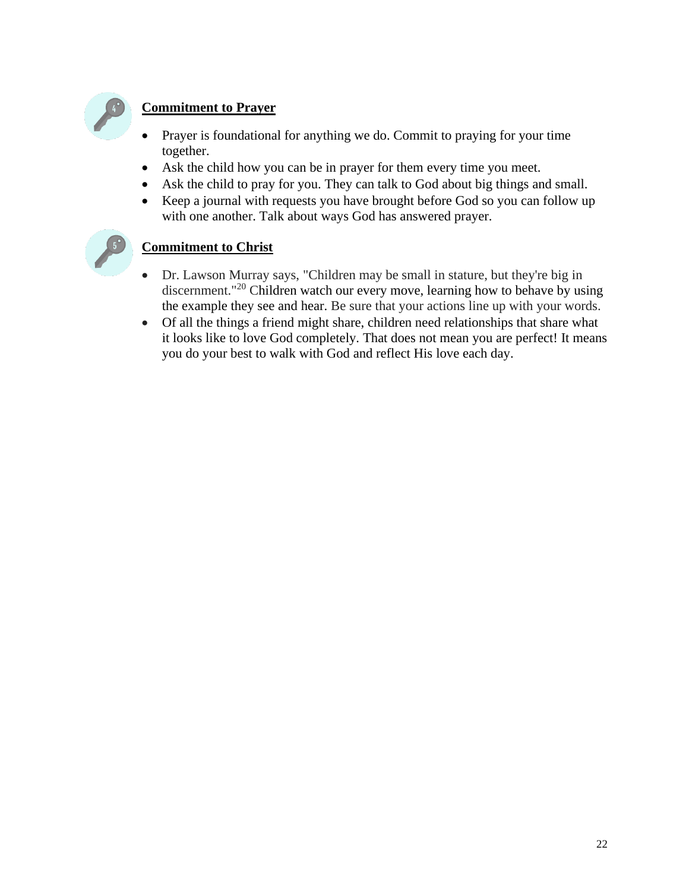**Commitment to Prayer**

- Prayer is foundational for anything we do. Commit to praying for your time together.
- Ask the child how you can be in prayer for them every time you meet.
- Ask the child to pray for you. They can talk to God about big things and small.
- Keep a journal with requests you have brought before God so you can follow up with one another. Talk about ways God has answered prayer.

**Commitment to Christ**

- Dr. Lawson Murray says, "Children may be small in stature, but they're big in discernment."[20] Children watch our every move, learning how to behave by using the example they see and hear. Be sure that your actions line up with your words.
- Of all the things a friend might share, children need relationships that share what it looks like to love God completely. That does not mean you are perfect! It means you do your best to walk with God and reflect His love each day.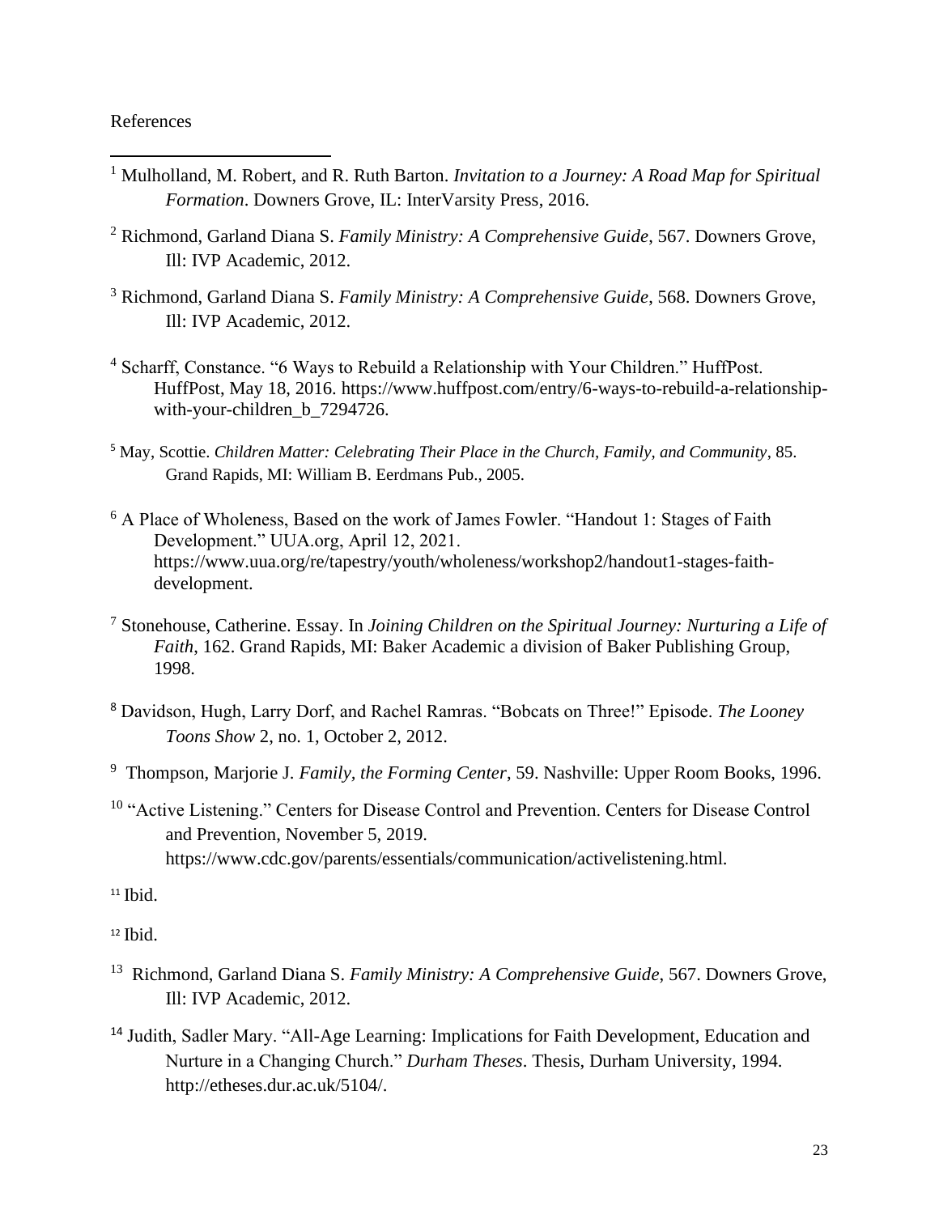References

[1] Mulholland, M. Robert, and R. Ruth Barton. *Invitation to a Journey: A Road Map for Spiritual Formation*. Downers Grove, IL: InterVarsity Press, 2016.

[2] Richmond, Garland Diana S. *Family Ministry: A Comprehensive Guide*, 567. Downers Grove, Ill: IVP Academic, 2012.

[3] Richmond, Garland Diana S. *Family Ministry: A Comprehensive Guide*, 568. Downers Grove, Ill: IVP Academic, 2012.

[4] Scharff, Constance. "6 Ways to Rebuild a Relationship with Your Children." HuffPost. HuffPost, May 18, 2016. https://www.huffpost.com/entry/6-ways-to-rebuild-a-relationship-with-your-children_b_7294726.

[5] May, Scottie. *Children Matter: Celebrating Their Place in the Church, Family, and Community*, 85. Grand Rapids, MI: William B. Eerdmans Pub., 2005.

[6] A Place of Wholeness, Based on the work of James Fowler. "Handout 1: Stages of Faith Development." UUA.org, April 12, 2021. https://www.uua.org/re/tapestry/youth/wholeness/workshop2/handout1-stages-faith-development.

[7] Stonehouse, Catherine. Essay. In *Joining Children on the Spiritual Journey: Nurturing a Life of Faith*, 162. Grand Rapids, MI: Baker Academic a division of Baker Publishing Group, 1998.

[8] Davidson, Hugh, Larry Dorf, and Rachel Ramras. "Bobcats on Three!" Episode. *The Looney Toons Show* 2, no. 1, October 2, 2012.

[9] Thompson, Marjorie J. *Family, the Forming Center*, 59. Nashville: Upper Room Books, 1996.

[10] "Active Listening." Centers for Disease Control and Prevention. Centers for Disease Control and Prevention, November 5, 2019. https://www.cdc.gov/parents/essentials/communication/activelistening.html.

[11] Ibid.

[12] Ibid.

[13] Richmond, Garland Diana S. *Family Ministry: A Comprehensive Guide*, 567. Downers Grove, Ill: IVP Academic, 2012.

[14] Judith, Sadler Mary. "All-Age Learning: Implications for Faith Development, Education and Nurture in a Changing Church." *Durham Theses*. Thesis, Durham University, 1994. http://etheses.dur.ac.uk/5104/.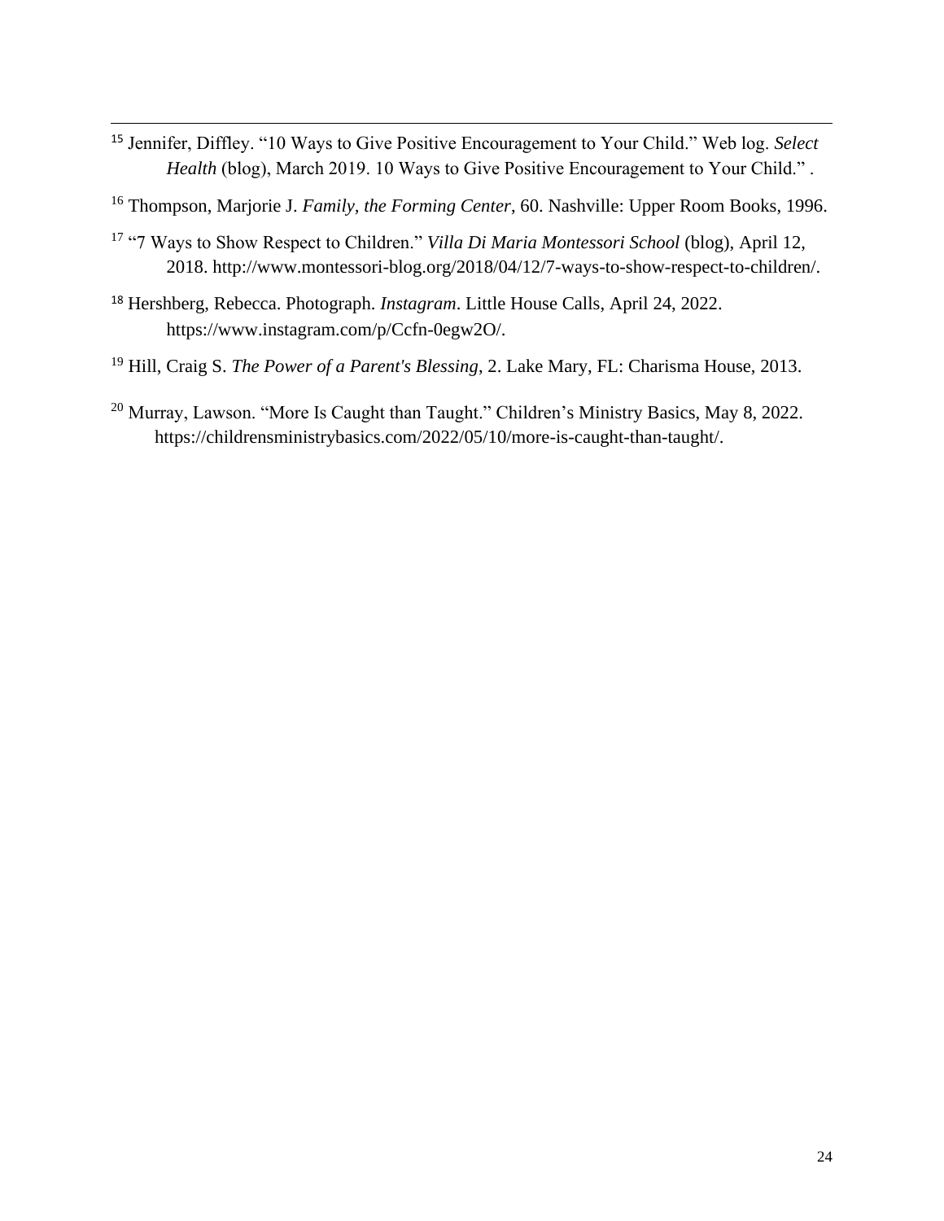[15] Jennifer, Diffley. "10 Ways to Give Positive Encouragement to Your Child." Web log. *Select Health* (blog), March 2019. 10 Ways to Give Positive Encouragement to Your Child." .

[16] Thompson, Marjorie J. *Family, the Forming Center*, 60. Nashville: Upper Room Books, 1996.

[17] "7 Ways to Show Respect to Children." *Villa Di Maria Montessori School* (blog), April 12, 2018. http://www.montessori-blog.org/2018/04/12/7-ways-to-show-respect-to-children/.

[18] Hershberg, Rebecca. Photograph. *Instagram*. Little House Calls, April 24, 2022. https://www.instagram.com/p/Ccfn-0egw2O/.

[19] Hill, Craig S. *The Power of a Parent's Blessing*, 2. Lake Mary, FL: Charisma House, 2013.

[20] Murray, Lawson. "More Is Caught than Taught." Children's Ministry Basics, May 8, 2022. https://childrensministrybasics.com/2022/05/10/more-is-caught-than-taught/.